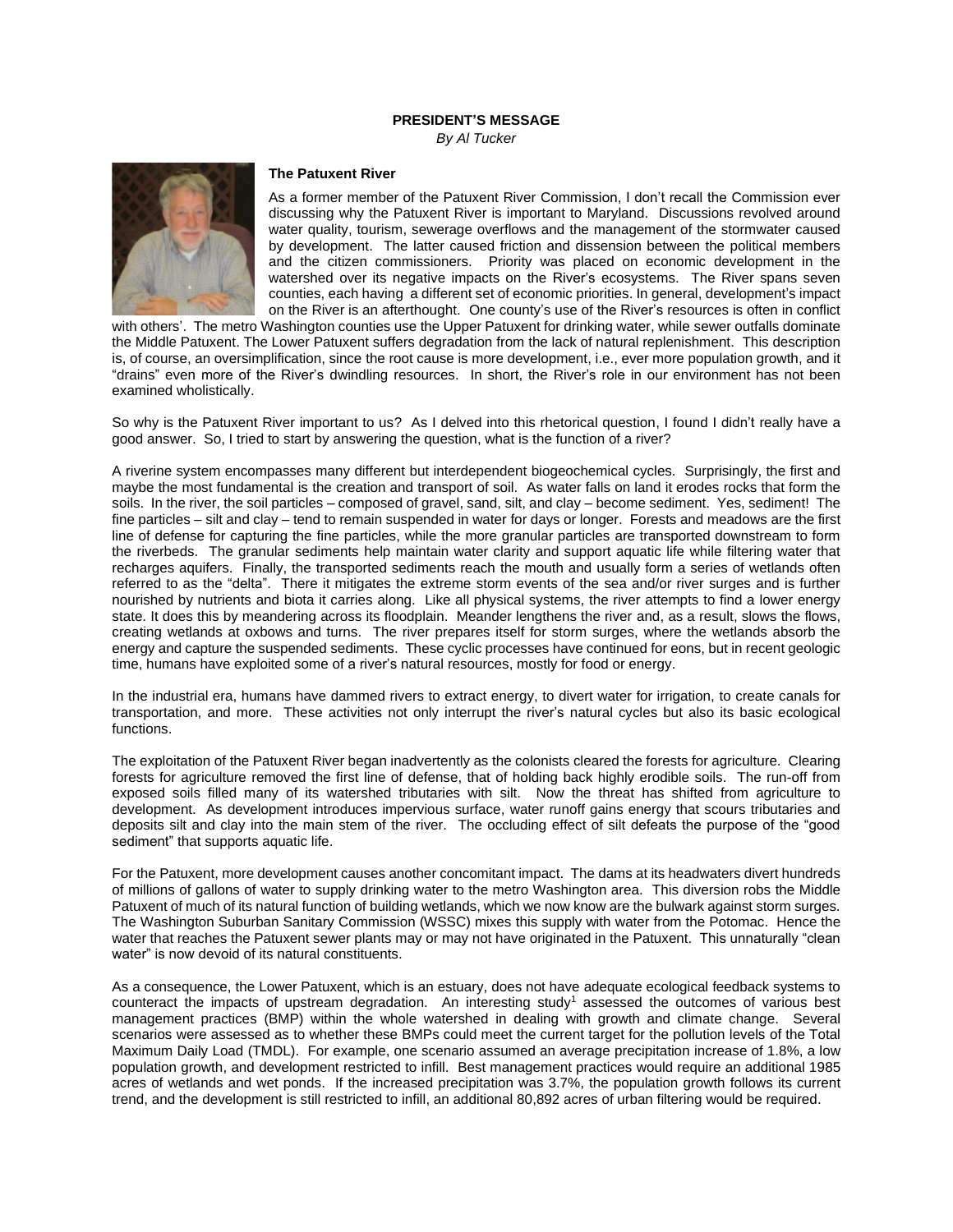**PRESIDENT'S MESSAGE**

*By Al Tucker*

**The Patuxent River**

As a former member of the Patuxent River Commission, I don't recall the Commission ever discussing why the Patuxent River is important to Maryland. Discussions revolved around water quality, tourism, sewerage overflows and the management of the stormwater caused by development. The latter caused friction and dissension between the political members and the citizen commissioners. Priority was placed on economic development in the watershed over its negative impacts on the River's ecosystems. The River spans seven counties, each having a different set of economic priorities. In general, development's impact on the River is an afterthought. One county's use of the River's resources is often in conflict with others'. The metro Washington counties use the Upper Patuxent for drinking water, while sewer outfalls dominate the Middle Patuxent. The Lower Patuxent suffers degradation from the lack of natural replenishment. This description is, of course, an oversimplification, since the root cause is more development, i.e., ever more population growth, and it "drains" even more of the River's dwindling resources. In short, the River's role in our environment has not been examined wholistically.

So why is the Patuxent River important to us? As I delved into this rhetorical question, I found I didn't really have a good answer. So, I tried to start by answering the question, what is the function of a river?

A riverine system encompasses many different but interdependent biogeochemical cycles. Surprisingly, the first and maybe the most fundamental is the creation and transport of soil. As water falls on land it erodes rocks that form the soils. In the river, the soil particles – composed of gravel, sand, silt, and clay – become sediment. Yes, sediment! The fine particles – silt and clay – tend to remain suspended in water for days or longer. Forests and meadows are the first line of defense for capturing the fine particles, while the more granular particles are transported downstream to form the riverbeds. The granular sediments help maintain water clarity and support aquatic life while filtering water that recharges aquifers. Finally, the transported sediments reach the mouth and usually form a series of wetlands often referred to as the "delta". There it mitigates the extreme storm events of the sea and/or river surges and is further nourished by nutrients and biota it carries along. Like all physical systems, the river attempts to find a lower energy state. It does this by meandering across its floodplain. Meander lengthens the river and, as a result, slows the flows, creating wetlands at oxbows and turns. The river prepares itself for storm surges, where the wetlands absorb the energy and capture the suspended sediments. These cyclic processes have continued for eons, but in recent geologic time, humans have exploited some of a river's natural resources, mostly for food or energy.

In the industrial era, humans have dammed rivers to extract energy, to divert water for irrigation, to create canals for transportation, and more. These activities not only interrupt the river's natural cycles but also its basic ecological functions.

The exploitation of the Patuxent River began inadvertently as the colonists cleared the forests for agriculture. Clearing forests for agriculture removed the first line of defense, that of holding back highly erodible soils. The run-off from exposed soils filled many of its watershed tributaries with silt. Now the threat has shifted from agriculture to development. As development introduces impervious surface, water runoff gains energy that scours tributaries and deposits silt and clay into the main stem of the river. The occluding effect of silt defeats the purpose of the "good sediment" that supports aquatic life.

For the Patuxent, more development causes another concomitant impact. The dams at its headwaters divert hundreds of millions of gallons of water to supply drinking water to the metro Washington area. This diversion robs the Middle Patuxent of much of its natural function of building wetlands, which we now know are the bulwark against storm surges. The Washington Suburban Sanitary Commission (WSSC) mixes this supply with water from the Potomac. Hence the water that reaches the Patuxent sewer plants may or may not have originated in the Patuxent. This unnaturally "clean water" is now devoid of its natural constituents.

As a consequence, the Lower Patuxent, which is an estuary, does not have adequate ecological feedback systems to counteract the impacts of upstream degradation. An interesting study[1] assessed the outcomes of various best management practices (BMP) within the whole watershed in dealing with growth and climate change. Several scenarios were assessed as to whether these BMPs could meet the current target for the pollution levels of the Total Maximum Daily Load (TMDL). For example, one scenario assumed an average precipitation increase of 1.8%, a low population growth, and development restricted to infill. Best management practices would require an additional 1985 acres of wetlands and wet ponds. If the increased precipitation was 3.7%, the population growth follows its current trend, and the development is still restricted to infill, an additional 80,892 acres of urban filtering would be required.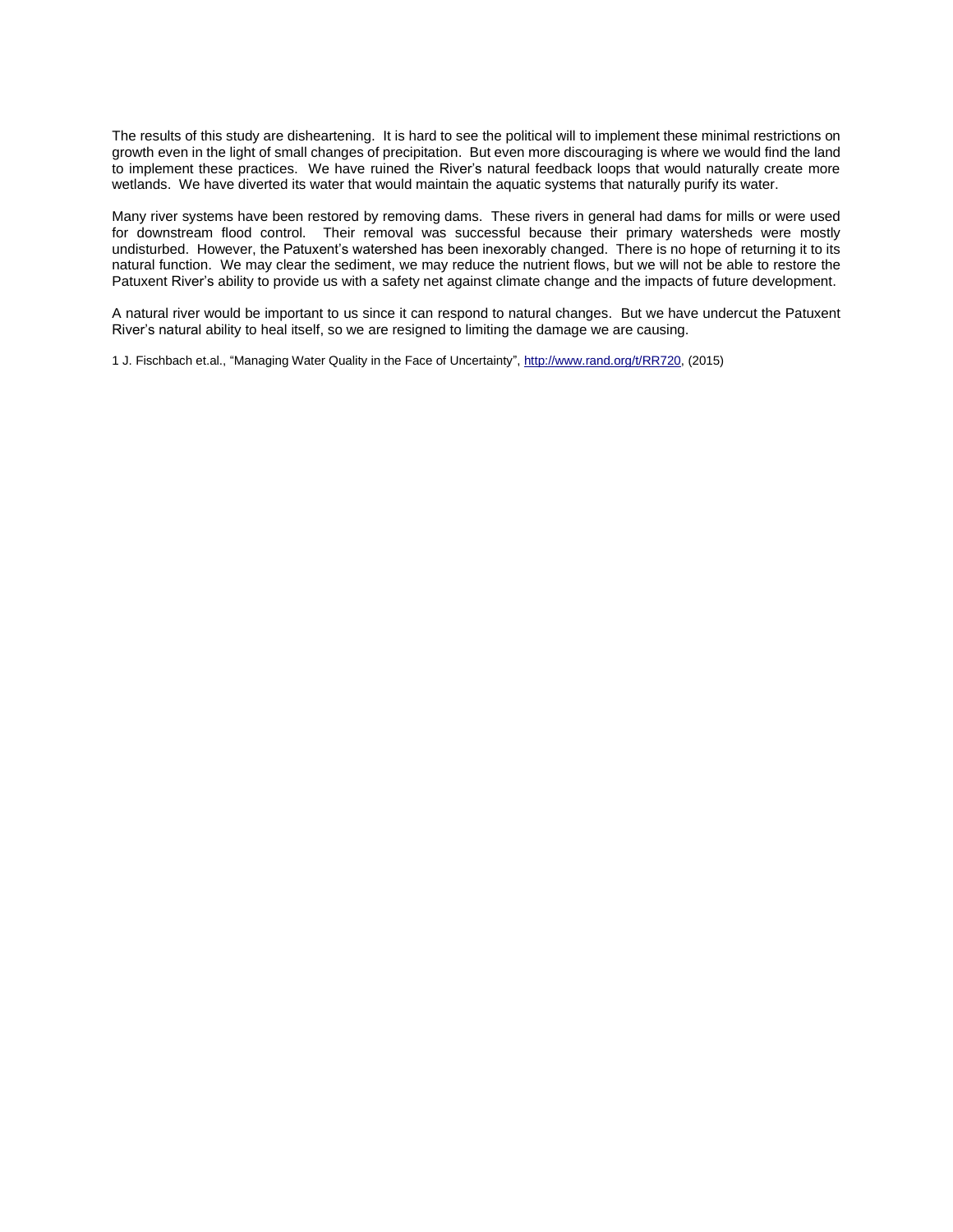The results of this study are disheartening. It is hard to see the political will to implement these minimal restrictions on growth even in the light of small changes of precipitation. But even more discouraging is where we would find the land to implement these practices. We have ruined the River's natural feedback loops that would naturally create more wetlands. We have diverted its water that would maintain the aquatic systems that naturally purify its water.

Many river systems have been restored by removing dams. These rivers in general had dams for mills or were used for downstream flood control. Their removal was successful because their primary watersheds were mostly undisturbed. However, the Patuxent's watershed has been inexorably changed. There is no hope of returning it to its natural function. We may clear the sediment, we may reduce the nutrient flows, but we will not be able to restore the Patuxent River's ability to provide us with a safety net against climate change and the impacts of future development.

A natural river would be important to us since it can respond to natural changes. But we have undercut the Patuxent River's natural ability to heal itself, so we are resigned to limiting the damage we are causing.

1 J. Fischbach et.al., "Managing Water Quality in the Face of Uncertainty", http://www.rand.org/t/RR720, (2015)